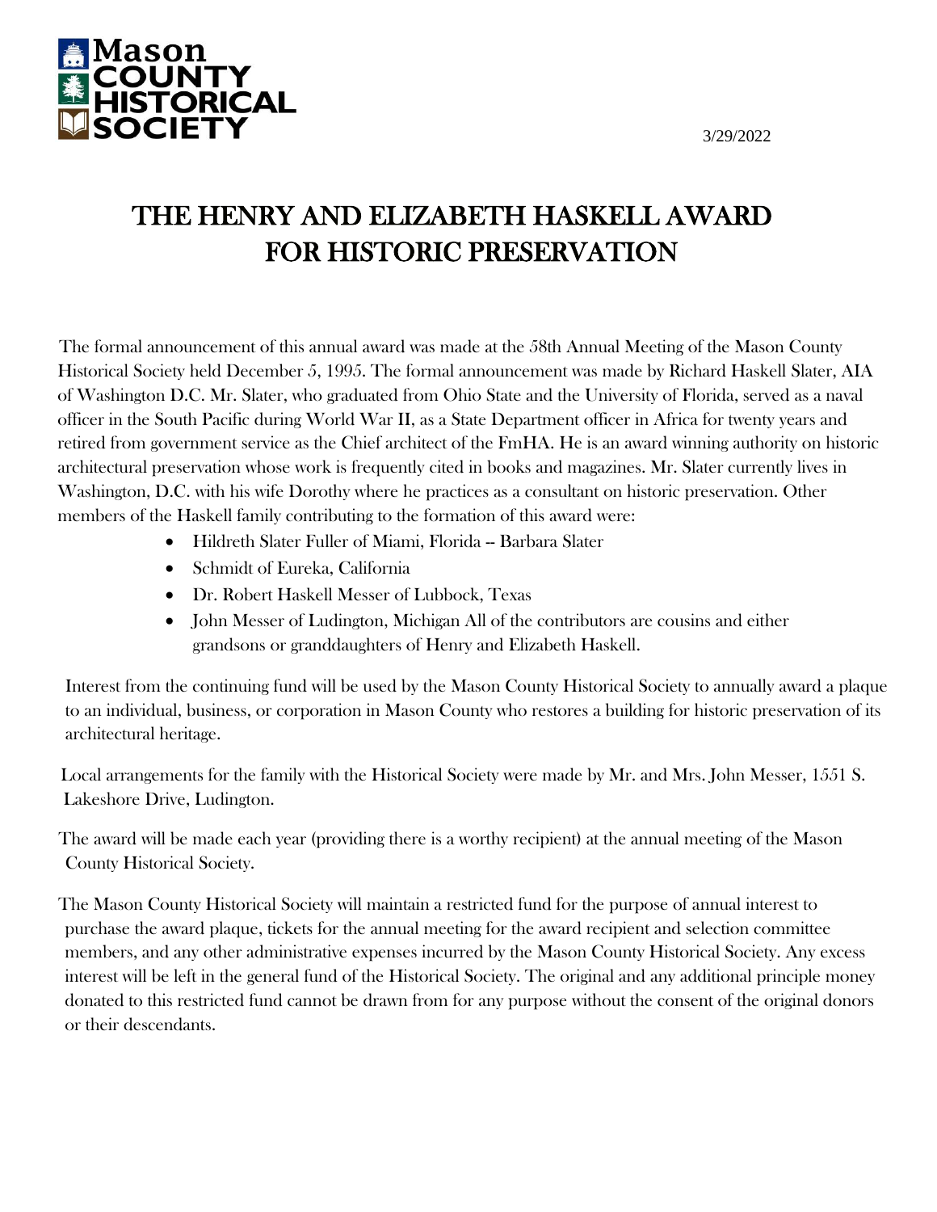Mason COUNTY HISTORICAL SOCIETY

3/29/2022

# THE HENRY AND ELIZABETH HASKELL AWARD FOR HISTORIC PRESERVATION

The formal announcement of this annual award was made at the 58th Annual Meeting of the Mason County Historical Society held December 5, 1995. The formal announcement was made by Richard Haskell Slater, AIA of Washington D.C. Mr. Slater, who graduated from Ohio State and the University of Florida, served as a naval officer in the South Pacific during World War II, as a State Department officer in Africa for twenty years and retired from government service as the Chief architect of the FmHA. He is an award winning authority on historic architectural preservation whose work is frequently cited in books and magazines. Mr. Slater currently lives in Washington, D.C. with his wife Dorothy where he practices as a consultant on historic preservation. Other members of the Haskell family contributing to the formation of this award were:

- Hildreth Slater Fuller of Miami, Florida -- Barbara Slater
- Schmidt of Eureka, California
- Dr. Robert Haskell Messer of Lubbock, Texas
- John Messer of Ludington, Michigan All of the contributors are cousins and either grandsons or granddaughters of Henry and Elizabeth Haskell.

Interest from the continuing fund will be used by the Mason County Historical Society to annually award a plaque to an individual, business, or corporation in Mason County who restores a building for historic preservation of its architectural heritage.

Local arrangements for the family with the Historical Society were made by Mr. and Mrs. John Messer, 1551 S. Lakeshore Drive, Ludington.

The award will be made each year (providing there is a worthy recipient) at the annual meeting of the Mason County Historical Society.

The Mason County Historical Society will maintain a restricted fund for the purpose of annual interest to purchase the award plaque, tickets for the annual meeting for the award recipient and selection committee members, and any other administrative expenses incurred by the Mason County Historical Society. Any excess interest will be left in the general fund of the Historical Society. The original and any additional principle money donated to this restricted fund cannot be drawn from for any purpose without the consent of the original donors or their descendants.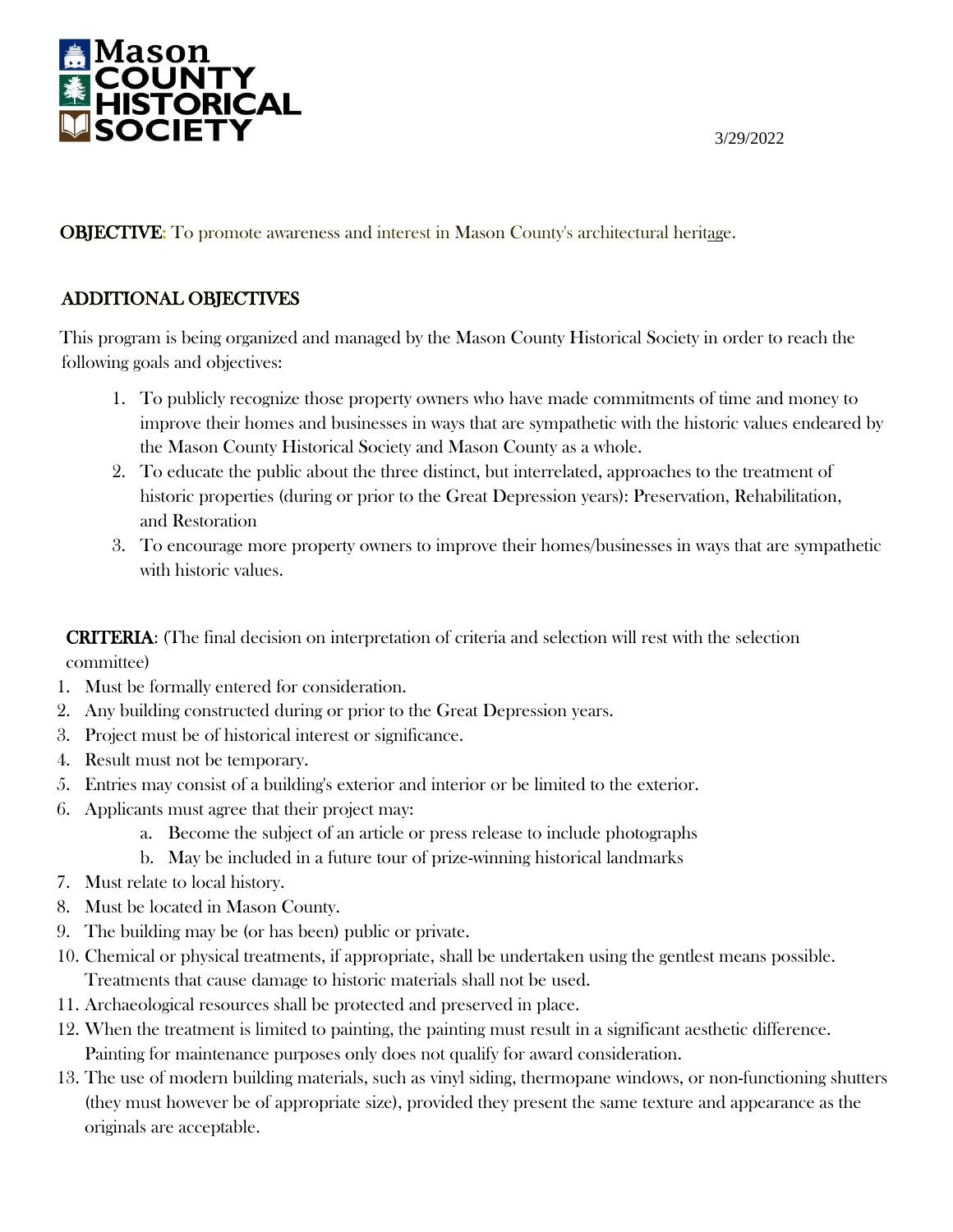# Mason COUNTY HISTORICAL SOCIETY

3/29/2022

**OBJECTIVE:** To promote awareness and interest in Mason County's architectural heritage.

## ADDITIONAL OBJECTIVES

This program is being organized and managed by the Mason County Historical Society in order to reach the following goals and objectives:

1. To publicly recognize those property owners who have made commitments of time and money to improve their homes and businesses in ways that are sympathetic with the historic values endeared by the Mason County Historical Society and Mason County as a whole.
2. To educate the public about the three distinct, but interrelated, approaches to the treatment of historic properties (during or prior to the Great Depression years): Preservation, Rehabilitation, and Restoration
3. To encourage more property owners to improve their homes/businesses in ways that are sympathetic with historic values.

**CRITERIA**: (The final decision on interpretation of criteria and selection will rest with the selection committee)

1. Must be formally entered for consideration.
2. Any building constructed during or prior to the Great Depression years.
3. Project must be of historical interest or significance.
4. Result must not be temporary.
5. Entries may consist of a building's exterior and interior or be limited to the exterior.
6. Applicants must agree that their project may:
   a. Become the subject of an article or press release to include photographs
   b. May be included in a future tour of prize-winning historical landmarks
7. Must relate to local history.
8. Must be located in Mason County.
9. The building may be (or has been) public or private.
10. Chemical or physical treatments, if appropriate, shall be undertaken using the gentlest means possible. Treatments that cause damage to historic materials shall not be used.
11. Archaeological resources shall be protected and preserved in place.
12. When the treatment is limited to painting, the painting must result in a significant aesthetic difference. Painting for maintenance purposes only does not qualify for award consideration.
13. The use of modern building materials, such as vinyl siding, thermopane windows, or non-functioning shutters (they must however be of appropriate size), provided they present the same texture and appearance as the originals are acceptable.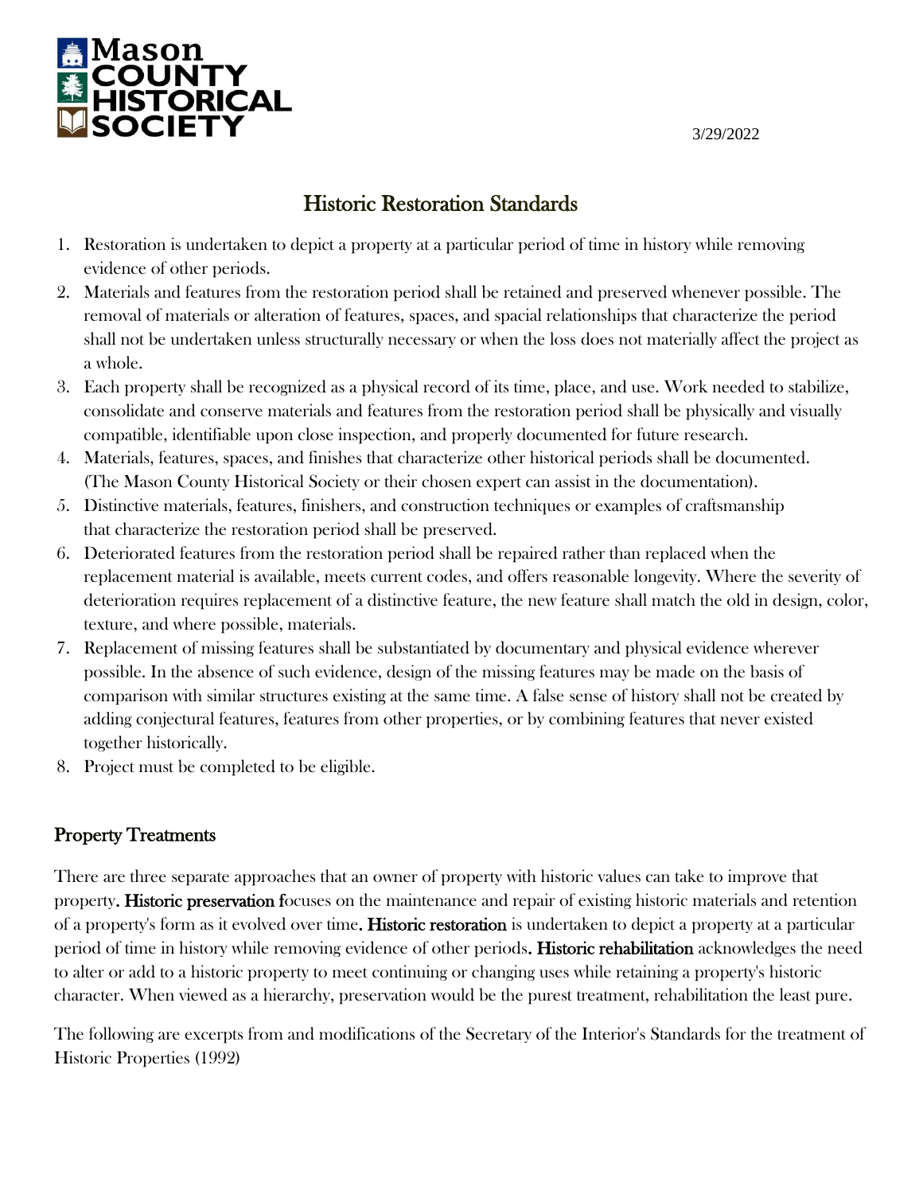Mason County Historical Society

3/29/2022

# Historic Restoration Standards

1. Restoration is undertaken to depict a property at a particular period of time in history while removing evidence of other periods.
2. Materials and features from the restoration period shall be retained and preserved whenever possible. The removal of materials or alteration of features, spaces, and spacial relationships that characterize the period shall not be undertaken unless structurally necessary or when the loss does not materially affect the project as a whole.
3. Each property shall be recognized as a physical record of its time, place, and use. Work needed to stabilize, consolidate and conserve materials and features from the restoration period shall be physically and visually compatible, identifiable upon close inspection, and properly documented for future research.
4. Materials, features, spaces, and finishes that characterize other historical periods shall be documented. (The Mason County Historical Society or their chosen expert can assist in the documentation).
5. Distinctive materials, features, finishers, and construction techniques or examples of craftsmanship that characterize the restoration period shall be preserved.
6. Deteriorated features from the restoration period shall be repaired rather than replaced when the replacement material is available, meets current codes, and offers reasonable longevity. Where the severity of deterioration requires replacement of a distinctive feature, the new feature shall match the old in design, color, texture, and where possible, materials.
7. Replacement of missing features shall be substantiated by documentary and physical evidence wherever possible. In the absence of such evidence, design of the missing features may be made on the basis of comparison with similar structures existing at the same time. A false sense of history shall not be created by adding conjectural features, features from other properties, or by combining features that never existed together historically.
8. Project must be completed to be eligible.

## Property Treatments

There are three separate approaches that an owner of property with historic values can take to improve that property**. Historic preservation f**ocuses on the maintenance and repair of existing historic materials and retention of a property's form as it evolved over time**. Historic restoration** is undertaken to depict a property at a particular period of time in history while removing evidence of other periods**. Historic rehabilitation** acknowledges the need to alter or add to a historic property to meet continuing or changing uses while retaining a property's historic character. When viewed as a hierarchy, preservation would be the purest treatment, rehabilitation the least pure.

The following are excerpts from and modifications of the Secretary of the Interior's Standards for the treatment of Historic Properties (1992)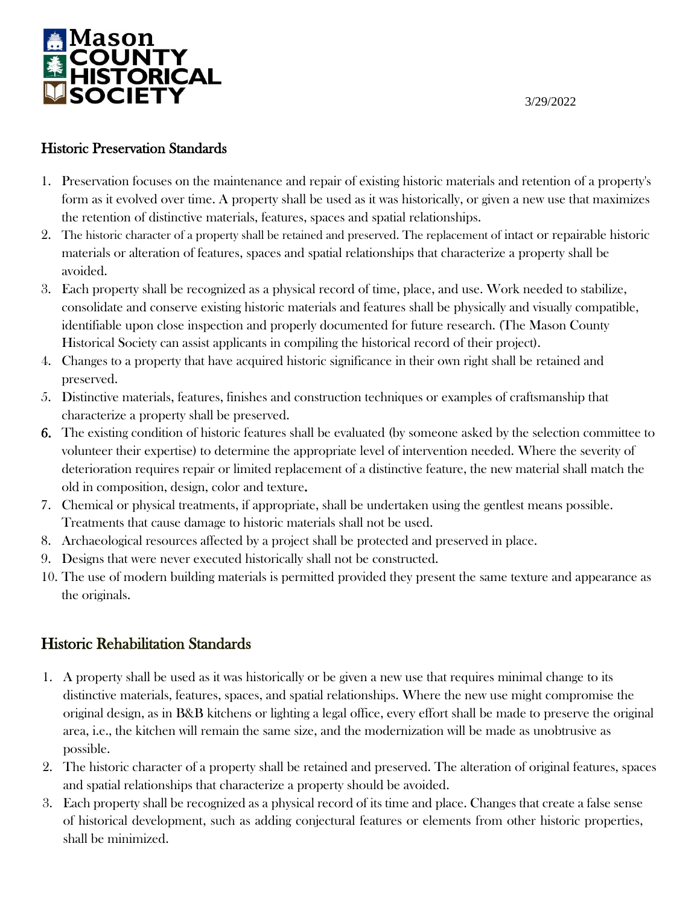Mason COUNTY HISTORICAL SOCIETY

3/29/2022

## Historic Preservation Standards

1. Preservation focuses on the maintenance and repair of existing historic materials and retention of a property's form as it evolved over time. A property shall be used as it was historically, or given a new use that maximizes the retention of distinctive materials, features, spaces and spatial relationships.
2. The historic character of a property shall be retained and preserved. The replacement of intact or repairable historic materials or alteration of features, spaces and spatial relationships that characterize a property shall be avoided.
3. Each property shall be recognized as a physical record of time, place, and use. Work needed to stabilize, consolidate and conserve existing historic materials and features shall be physically and visually compatible, identifiable upon close inspection and properly documented for future research. (The Mason County Historical Society can assist applicants in compiling the historical record of their project).
4. Changes to a property that have acquired historic significance in their own right shall be retained and preserved.
5. Distinctive materials, features, finishes and construction techniques or examples of craftsmanship that characterize a property shall be preserved.
6. The existing condition of historic features shall be evaluated (by someone asked by the selection committee to volunteer their expertise) to determine the appropriate level of intervention needed. Where the severity of deterioration requires repair or limited replacement of a distinctive feature, the new material shall match the old in composition, design, color and texture.
7. Chemical or physical treatments, if appropriate, shall be undertaken using the gentlest means possible. Treatments that cause damage to historic materials shall not be used.
8. Archaeological resources affected by a project shall be protected and preserved in place.
9. Designs that were never executed historically shall not be constructed.
10. The use of modern building materials is permitted provided they present the same texture and appearance as the originals.

## Historic Rehabilitation Standards

1. A property shall be used as it was historically or be given a new use that requires minimal change to its distinctive materials, features, spaces, and spatial relationships. Where the new use might compromise the original design, as in B&B kitchens or lighting a legal office, every effort shall be made to preserve the original area, i.e., the kitchen will remain the same size, and the modernization will be made as unobtrusive as possible.
2. The historic character of a property shall be retained and preserved. The alteration of original features, spaces and spatial relationships that characterize a property should be avoided.
3. Each property shall be recognized as a physical record of its time and place. Changes that create a false sense of historical development, such as adding conjectural features or elements from other historic properties, shall be minimized.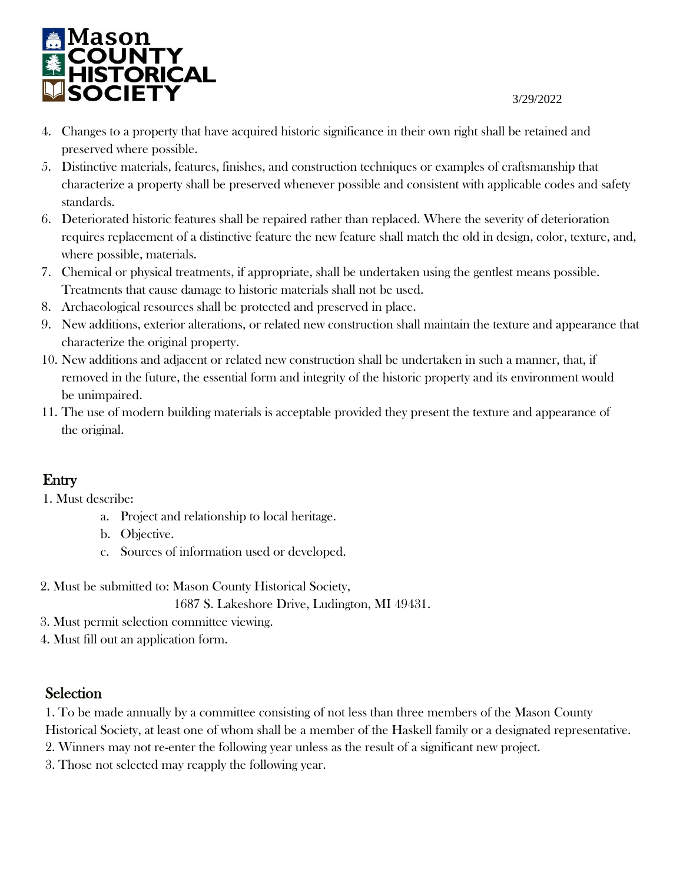4. Changes to a property that have acquired historic significance in their own right shall be retained and preserved where possible.
5. Distinctive materials, features, finishes, and construction techniques or examples of craftsmanship that characterize a property shall be preserved whenever possible and consistent with applicable codes and safety standards.
6. Deteriorated historic features shall be repaired rather than replaced. Where the severity of deterioration requires replacement of a distinctive feature the new feature shall match the old in design, color, texture, and, where possible, materials.
7. Chemical or physical treatments, if appropriate, shall be undertaken using the gentlest means possible. Treatments that cause damage to historic materials shall not be used.
8. Archaeological resources shall be protected and preserved in place.
9. New additions, exterior alterations, or related new construction shall maintain the texture and appearance that characterize the original property.
10. New additions and adjacent or related new construction shall be undertaken in such a manner, that, if removed in the future, the essential form and integrity of the historic property and its environment would be unimpaired.
11. The use of modern building materials is acceptable provided they present the texture and appearance of the original.

## Entry

1. Must describe:
    a. Project and relationship to local heritage.
    b. Objective.
    c. Sources of information used or developed.

2. Must be submitted to: Mason County Historical Society,
   1687 S. Lakeshore Drive, Ludington, MI 49431.
3. Must permit selection committee viewing.
4. Must fill out an application form.

## Selection

1. To be made annually by a committee consisting of not less than three members of the Mason County Historical Society, at least one of whom shall be a member of the Haskell family or a designated representative.
2. Winners may not re-enter the following year unless as the result of a significant new project.
3. Those not selected may reapply the following year.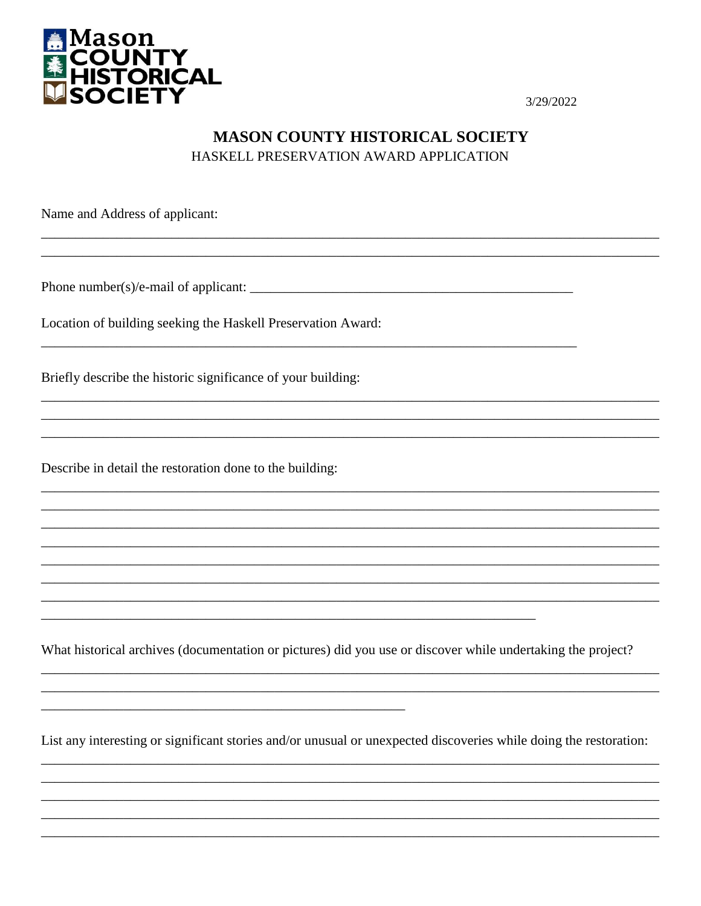Mason COUNTY HISTORICAL SOCIETY

3/29/2022

# MASON COUNTY HISTORICAL SOCIETY

HASKELL PRESERVATION AWARD APPLICATION

Name and Address of applicant:

______________________________________________________________________________

______________________________________________________________________________

Phone number(s)/e-mail of applicant: ________________________________________

Location of building seeking the Haskell Preservation Award:

_____________________________________________________________________

Briefly describe the historic significance of your building:

______________________________________________________________________________

______________________________________________________________________________

______________________________________________________________________________

Describe in detail the restoration done to the building:

______________________________________________________________________________

______________________________________________________________________________

______________________________________________________________________________

______________________________________________________________________________

______________________________________________________________________________

______________________________________________________________________________

______________________________________________________________________________

_______________________________________________________________

What historical archives (documentation or pictures) did you use or discover while undertaking the project?

______________________________________________________________________________

______________________________________________________________________________

______________________________________________

List any interesting or significant stories and/or unusual or unexpected discoveries while doing the restoration:

______________________________________________________________________________

______________________________________________________________________________

______________________________________________________________________________

______________________________________________________________________________

______________________________________________________________________________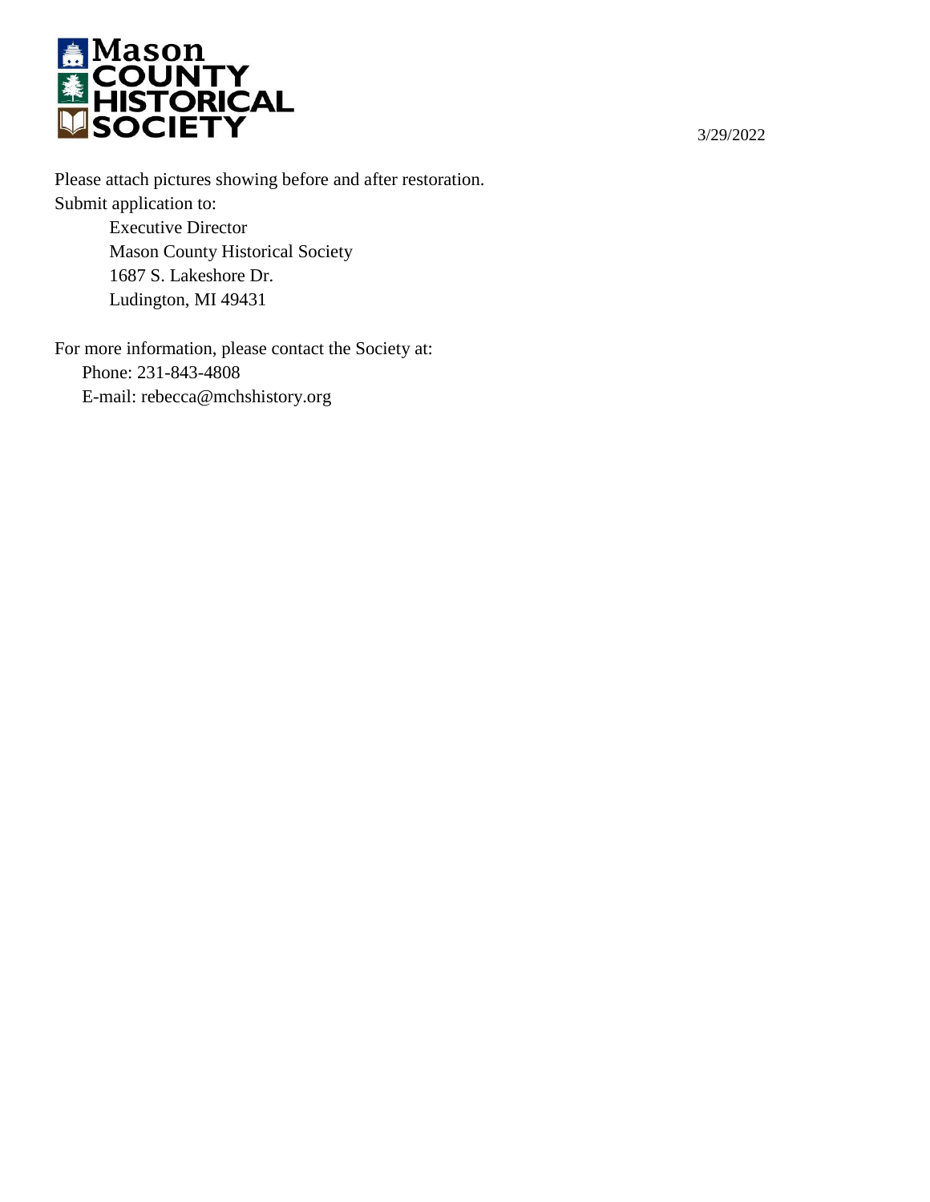Mason
COUNTY
HISTORICAL
SOCIETY

3/29/2022

Please attach pictures showing before and after restoration.
Submit application to:

Executive Director
Mason County Historical Society
1687 S. Lakeshore Dr.
Ludington, MI 49431

For more information, please contact the Society at:

Phone: 231-843-4808
E-mail: rebecca@mchshistory.org